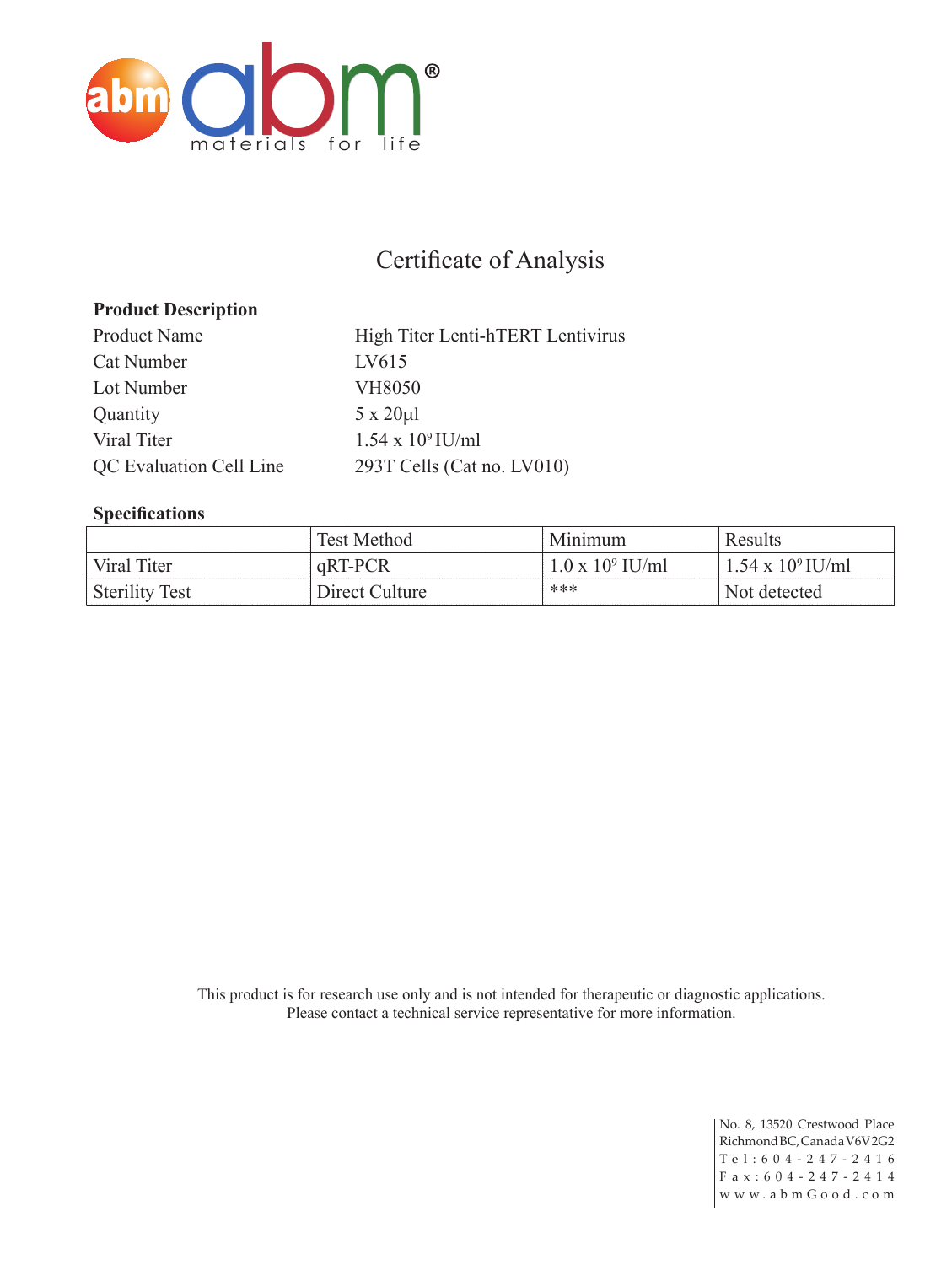abm materials for life®

# Certificate of Analysis

**Product Description**

| | |
|---|---|
| Product Name | High Titer Lenti-hTERT Lentivirus |
| Cat Number | LV615 |
| Lot Number | VH8050 |
| Quantity | 5 x 20μl |
| Viral Titer | 1.54 x $10^9$ IU/ml |
| QC Evaluation Cell Line | 293T Cells (Cat no. LV010) |

**Specifications**

| | Test Method | Minimum | Results |
|---|---|---|---|
| Viral Titer | qRT-PCR | 1.0 x $10^9$ IU/ml | 1.54 x $10^9$ IU/ml |
| Sterility Test | Direct Culture | *** | Not detected |

This product is for research use only and is not intended for therapeutic or diagnostic applications.
Please contact a technical service representative for more information.

No. 8, 13520 Crestwood Place
Richmond BC, Canada V6V 2G2
Tel: 604-247-2416
Fax: 604-247-2414
www.abmGood.com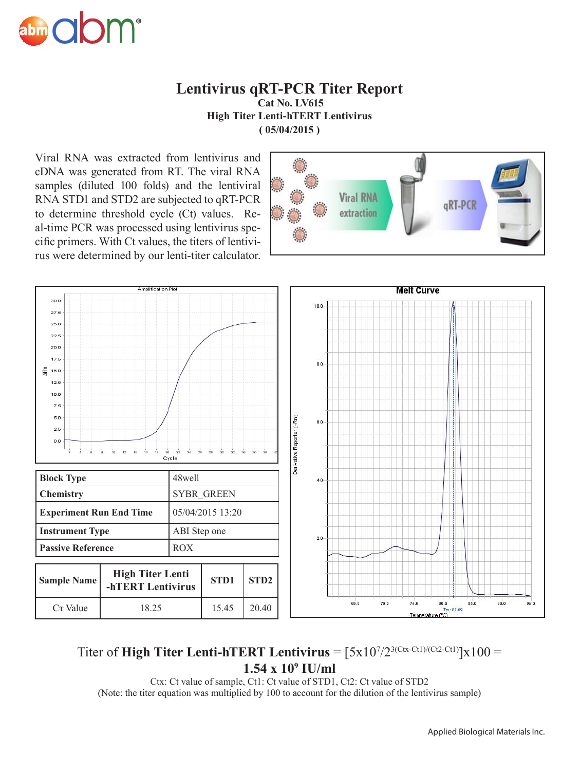# Lentivirus qRT-PCR Titer Report

**Cat No. LV615**

**High Titer Lenti-hTERT Lentivirus**

**( 05/04/2015 )**

Viral RNA was extracted from lentivirus and cDNA was generated from RT. The viral RNA samples (diluted 100 folds) and the lentiviral RNA STD1 and STD2 are subjected to qRT-PCR to determine threshold cycle (Ct) values. Real-time PCR was processed using lentivirus specific primers. With Ct values, the titers of lentivirus were determined by our lenti-titer calculator.

Viral RNA extraction

qRT-PCR

Amplification Plot

ΔRn

30.0
27.5
25.0
22.5
20.0
17.5
15.0
12.5
10.0
7.5
5.0
2.5
0.0

2 4 6 8 10 12 14 16 18 20 22 24 26 28 30 32 34 36 38 40

Cycle

Melt Curve

Derivative Reporter (-Rn)

10.0
8.0
6.0
4.0
2.0

65.0 70.0 75.0 80.0 85.0 90.0 95.0

Tm: 81.69

Temperature (°C)

| | |
|---|---|
| **Block Type** | 48well |
| **Chemistry** | SYBR_GREEN |
| **Experiment Run End Time** | 05/04/2015 13:20 |
| **Instrument Type** | ABI Step one |
| **Passive Reference** | ROX |

| **Sample Name** | **High Titer Lenti -hTERT Lentivirus** | **STD1** | **STD2** |
|---|---|---|---|
| CT Value | 18.25 | 15.45 | 20.40 |

Titer of **High Titer Lenti-hTERT Lentivirus** = $[5\text{x}10^7/2^{3(\text{Ctx-Ct1})/(\text{Ct2-Ct1})}]\text{x}100$ =

**1.54 x $10^9$ IU/ml**

Ctx: Ct value of sample, Ct1: Ct value of STD1, Ct2: Ct value of STD2

(Note: the titer equation was multiplied by 100 to account for the dilution of the lentivirus sample)

Applied Biological Materials Inc.